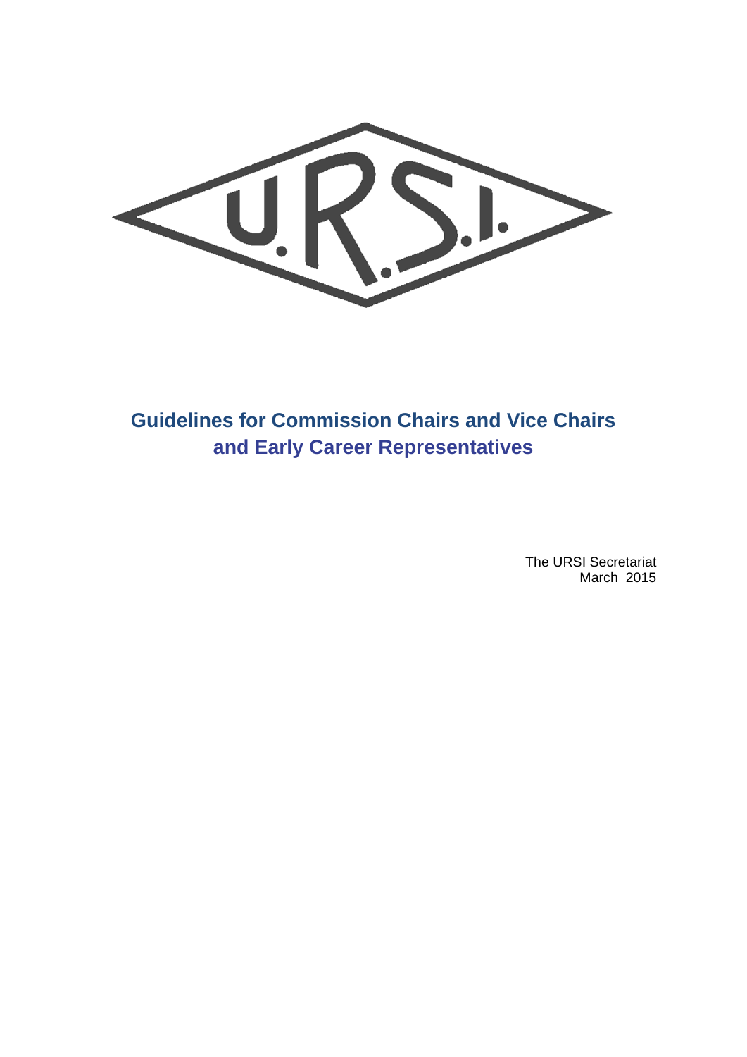# Guidelines for Commission Chairs and Vice Chairs and Early Career Representatives

The URSI Secretariat
March 2015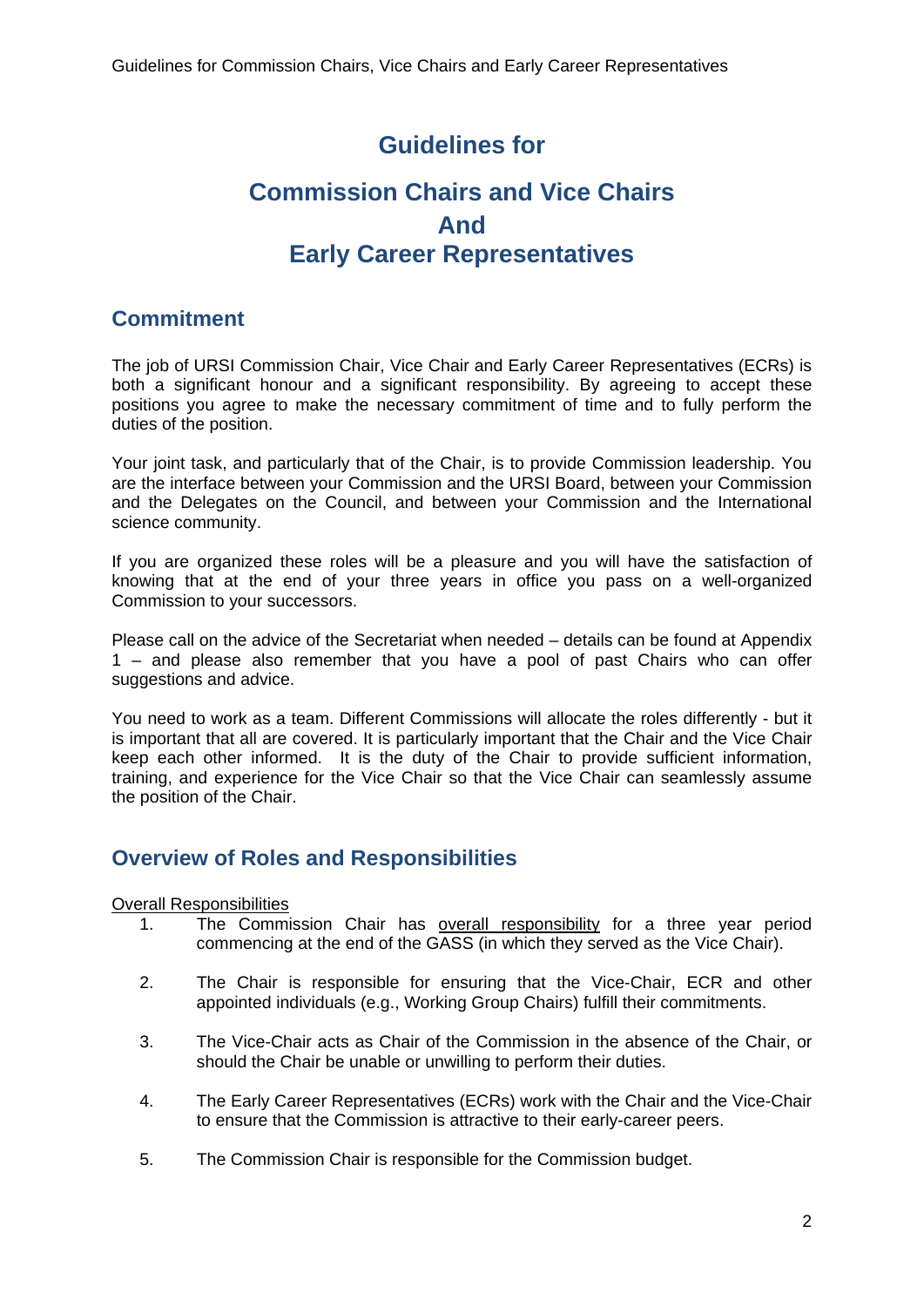# Guidelines for

# Commission Chairs and Vice Chairs
# And
# Early Career Representatives

## Commitment

The job of URSI Commission Chair, Vice Chair and Early Career Representatives (ECRs) is both a significant honour and a significant responsibility. By agreeing to accept these positions you agree to make the necessary commitment of time and to fully perform the duties of the position.

Your joint task, and particularly that of the Chair, is to provide Commission leadership. You are the interface between your Commission and the URSI Board, between your Commission and the Delegates on the Council, and between your Commission and the International science community.

If you are organized these roles will be a pleasure and you will have the satisfaction of knowing that at the end of your three years in office you pass on a well-organized Commission to your successors.

Please call on the advice of the Secretariat when needed – details can be found at Appendix 1 – and please also remember that you have a pool of past Chairs who can offer suggestions and advice.

You need to work as a team. Different Commissions will allocate the roles differently - but it is important that all are covered. It is particularly important that the Chair and the Vice Chair keep each other informed. It is the duty of the Chair to provide sufficient information, training, and experience for the Vice Chair so that the Vice Chair can seamlessly assume the position of the Chair.

## Overview of Roles and Responsibilities

<u>Overall Responsibilities</u>

1. The Commission Chair has <u>overall responsibility</u> for a three year period commencing at the end of the GASS (in which they served as the Vice Chair).

2. The Chair is responsible for ensuring that the Vice-Chair, ECR and other appointed individuals (e.g., Working Group Chairs) fulfill their commitments.

3. The Vice-Chair acts as Chair of the Commission in the absence of the Chair, or should the Chair be unable or unwilling to perform their duties.

4. The Early Career Representatives (ECRs) work with the Chair and the Vice-Chair to ensure that the Commission is attractive to their early-career peers.

5. The Commission Chair is responsible for the Commission budget.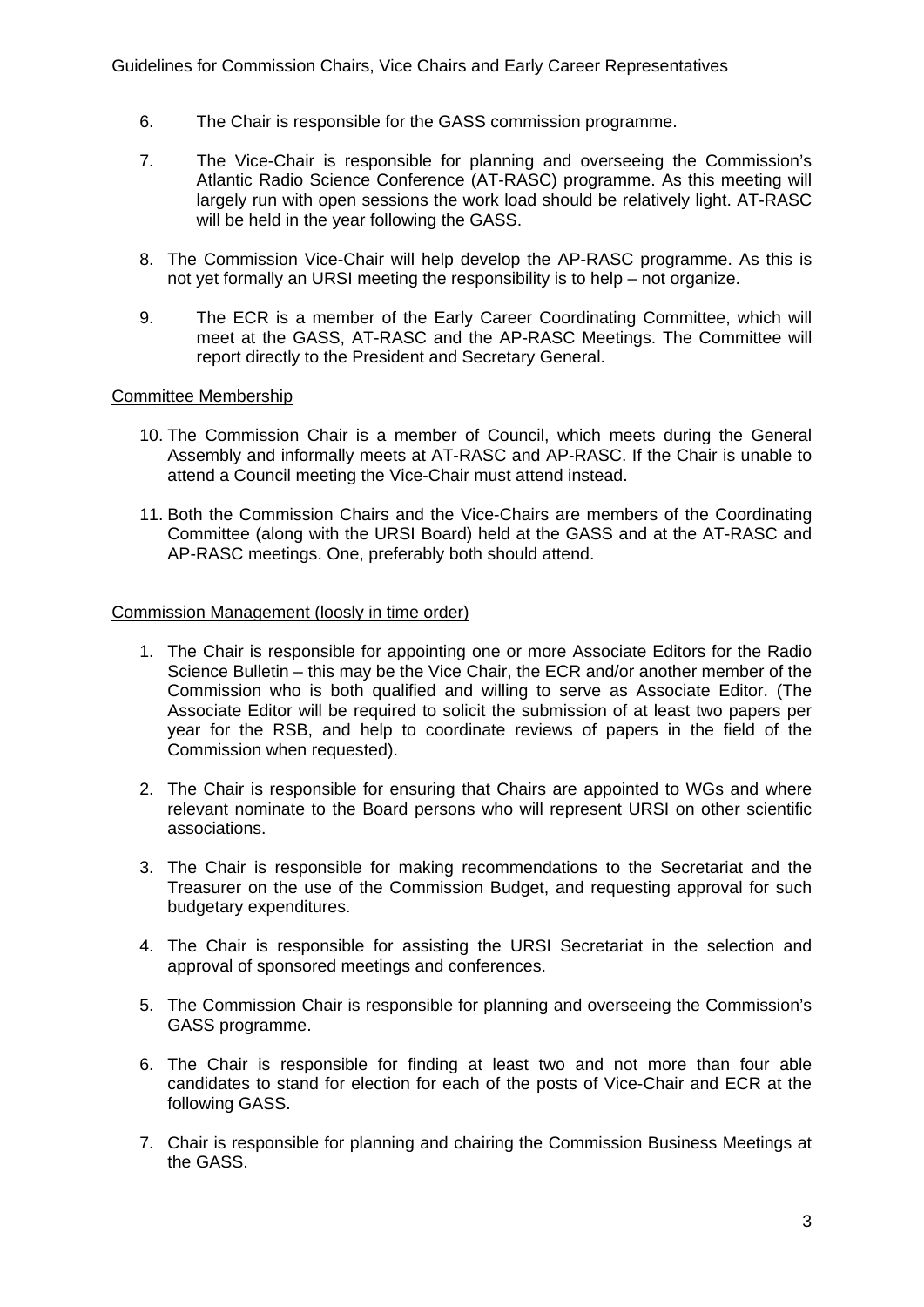6. The Chair is responsible for the GASS commission programme.

7. The Vice-Chair is responsible for planning and overseeing the Commission's Atlantic Radio Science Conference (AT-RASC) programme. As this meeting will largely run with open sessions the work load should be relatively light. AT-RASC will be held in the year following the GASS.

8. The Commission Vice-Chair will help develop the AP-RASC programme. As this is not yet formally an URSI meeting the responsibility is to help – not organize.

9. The ECR is a member of the Early Career Coordinating Committee, which will meet at the GASS, AT-RASC and the AP-RASC Meetings. The Committee will report directly to the President and Secretary General.

<u>Committee Membership</u>

10. The Commission Chair is a member of Council, which meets during the General Assembly and informally meets at AT-RASC and AP-RASC. If the Chair is unable to attend a Council meeting the Vice-Chair must attend instead.

11. Both the Commission Chairs and the Vice-Chairs are members of the Coordinating Committee (along with the URSI Board) held at the GASS and at the AT-RASC and AP-RASC meetings. One, preferably both should attend.

<u>Commission Management (loosely in time order)</u>

1. The Chair is responsible for appointing one or more Associate Editors for the Radio Science Bulletin – this may be the Vice Chair, the ECR and/or another member of the Commission who is both qualified and willing to serve as Associate Editor. (The Associate Editor will be required to solicit the submission of at least two papers per year for the RSB, and help to coordinate reviews of papers in the field of the Commission when requested).

2. The Chair is responsible for ensuring that Chairs are appointed to WGs and where relevant nominate to the Board persons who will represent URSI on other scientific associations.

3. The Chair is responsible for making recommendations to the Secretariat and the Treasurer on the use of the Commission Budget, and requesting approval for such budgetary expenditures.

4. The Chair is responsible for assisting the URSI Secretariat in the selection and approval of sponsored meetings and conferences.

5. The Commission Chair is responsible for planning and overseeing the Commission's GASS programme.

6. The Chair is responsible for finding at least two and not more than four able candidates to stand for election for each of the posts of Vice-Chair and ECR at the following GASS.

7. Chair is responsible for planning and chairing the Commission Business Meetings at the GASS.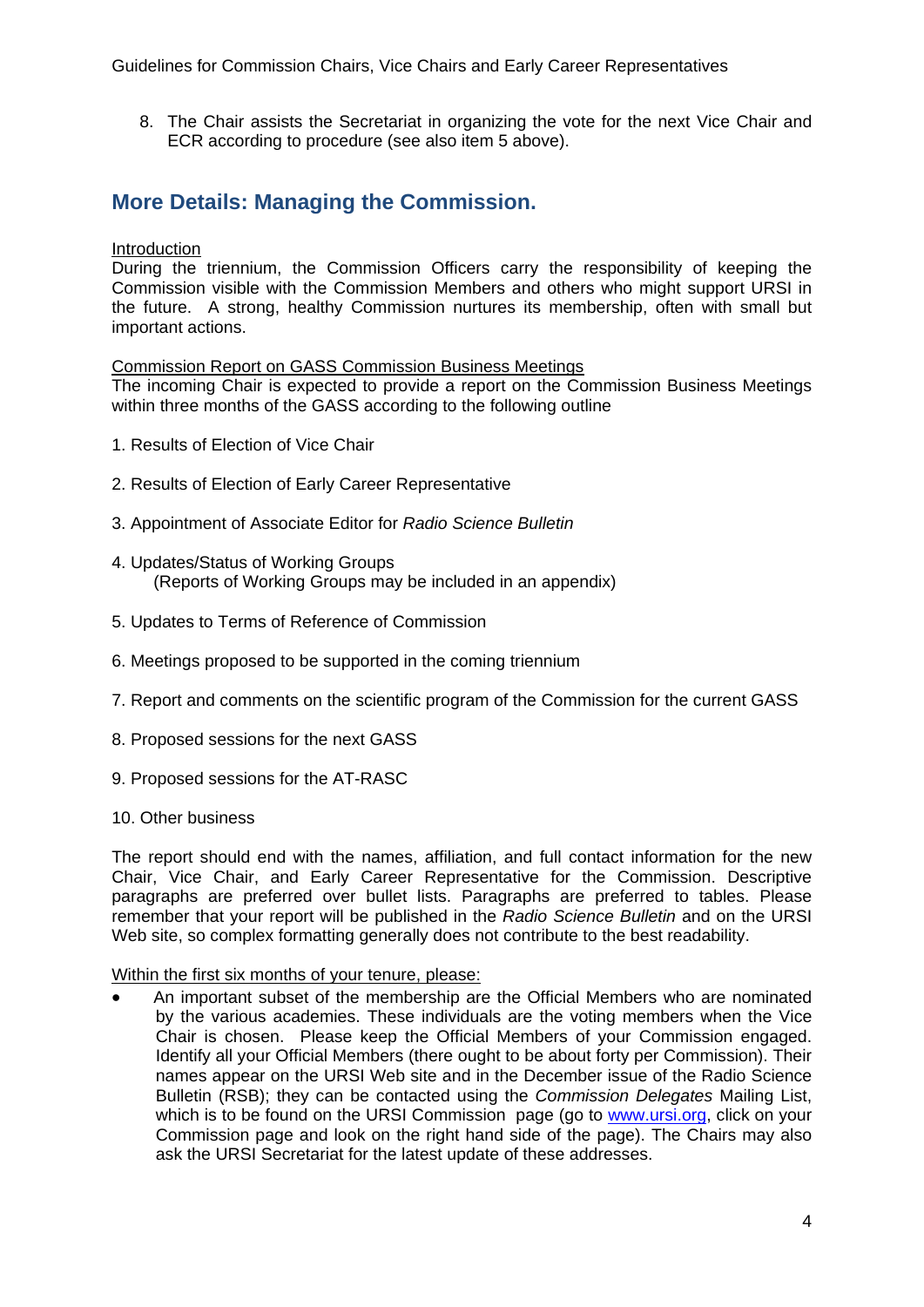8. The Chair assists the Secretariat in organizing the vote for the next Vice Chair and ECR according to procedure (see also item 5 above).

## More Details: Managing the Commission.

Introduction

During the triennium, the Commission Officers carry the responsibility of keeping the Commission visible with the Commission Members and others who might support URSI in the future. A strong, healthy Commission nurtures its membership, often with small but important actions.

Commission Report on GASS Commission Business Meetings

The incoming Chair is expected to provide a report on the Commission Business Meetings within three months of the GASS according to the following outline

1. Results of Election of Vice Chair

2. Results of Election of Early Career Representative

3. Appointment of Associate Editor for *Radio Science Bulletin*

4. Updates/Status of Working Groups
   (Reports of Working Groups may be included in an appendix)

5. Updates to Terms of Reference of Commission

6. Meetings proposed to be supported in the coming triennium

7. Report and comments on the scientific program of the Commission for the current GASS

8. Proposed sessions for the next GASS

9. Proposed sessions for the AT-RASC

10. Other business

The report should end with the names, affiliation, and full contact information for the new Chair, Vice Chair, and Early Career Representative for the Commission. Descriptive paragraphs are preferred over bullet lists. Paragraphs are preferred to tables. Please remember that your report will be published in the *Radio Science Bulletin* and on the URSI Web site, so complex formatting generally does not contribute to the best readability.

Within the first six months of your tenure, please:

- An important subset of the membership are the Official Members who are nominated by the various academies. These individuals are the voting members when the Vice Chair is chosen. Please keep the Official Members of your Commission engaged. Identify all your Official Members (there ought to be about forty per Commission). Their names appear on the URSI Web site and in the December issue of the Radio Science Bulletin (RSB); they can be contacted using the *Commission Delegates* Mailing List, which is to be found on the URSI Commission page (go to www.ursi.org, click on your Commission page and look on the right hand side of the page). The Chairs may also ask the URSI Secretariat for the latest update of these addresses.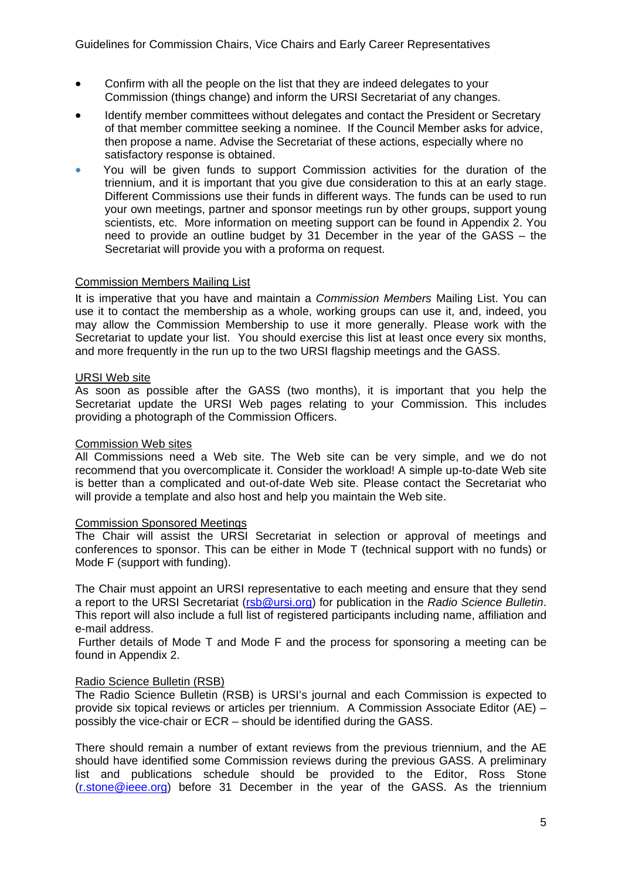- Confirm with all the people on the list that they are indeed delegates to your Commission (things change) and inform the URSI Secretariat of any changes.
- Identify member committees without delegates and contact the President or Secretary of that member committee seeking a nominee. If the Council Member asks for advice, then propose a name. Advise the Secretariat of these actions, especially where no satisfactory response is obtained.
- You will be given funds to support Commission activities for the duration of the triennium, and it is important that you give due consideration to this at an early stage. Different Commissions use their funds in different ways. The funds can be used to run your own meetings, partner and sponsor meetings run by other groups, support young scientists, etc. More information on meeting support can be found in Appendix 2. You need to provide an outline budget by 31 December in the year of the GASS – the Secretariat will provide you with a proforma on request.

<u>Commission Members Mailing List</u>

It is imperative that you have and maintain a *Commission Members* Mailing List. You can use it to contact the membership as a whole, working groups can use it, and, indeed, you may allow the Commission Membership to use it more generally. Please work with the Secretariat to update your list. You should exercise this list at least once every six months, and more frequently in the run up to the two URSI flagship meetings and the GASS.

<u>URSI Web site</u>

As soon as possible after the GASS (two months), it is important that you help the Secretariat update the URSI Web pages relating to your Commission. This includes providing a photograph of the Commission Officers.

<u>Commission Web sites</u>

All Commissions need a Web site. The Web site can be very simple, and we do not recommend that you overcomplicate it. Consider the workload! A simple up-to-date Web site is better than a complicated and out-of-date Web site. Please contact the Secretariat who will provide a template and also host and help you maintain the Web site.

<u>Commission Sponsored Meetings</u>

The Chair will assist the URSI Secretariat in selection or approval of meetings and conferences to sponsor. This can be either in Mode T (technical support with no funds) or Mode F (support with funding).

The Chair must appoint an URSI representative to each meeting and ensure that they send a report to the URSI Secretariat (rsb@ursi.org) for publication in the *Radio Science Bulletin*. This report will also include a full list of registered participants including name, affiliation and e-mail address.

Further details of Mode T and Mode F and the process for sponsoring a meeting can be found in Appendix 2.

<u>Radio Science Bulletin (RSB)</u>

The Radio Science Bulletin (RSB) is URSI's journal and each Commission is expected to provide six topical reviews or articles per triennium. A Commission Associate Editor (AE) – possibly the vice-chair or ECR – should be identified during the GASS.

There should remain a number of extant reviews from the previous triennium, and the AE should have identified some Commission reviews during the previous GASS. A preliminary list and publications schedule should be provided to the Editor, Ross Stone (r.stone@ieee.org) before 31 December in the year of the GASS. As the triennium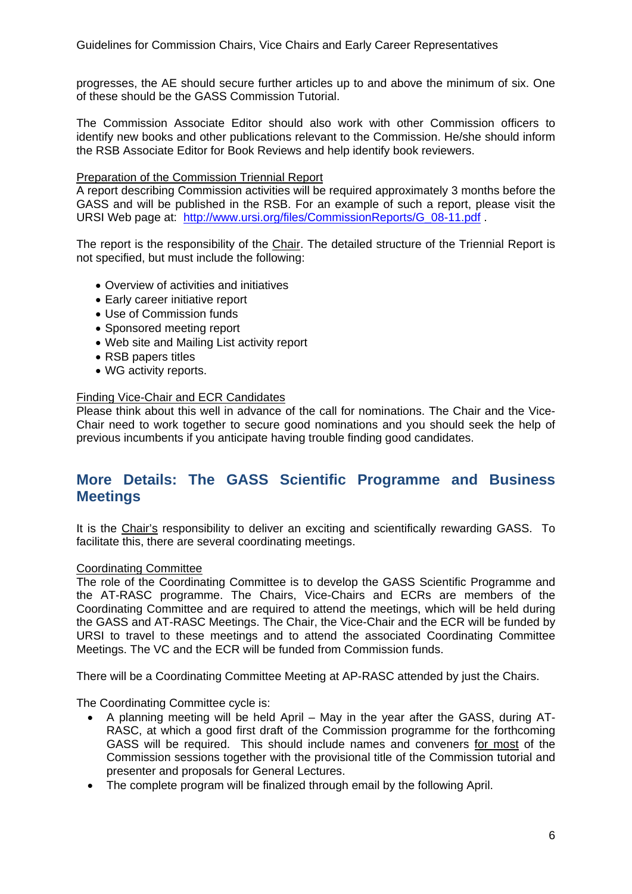progresses, the AE should secure further articles up to and above the minimum of six. One of these should be the GASS Commission Tutorial.

The Commission Associate Editor should also work with other Commission officers to identify new books and other publications relevant to the Commission. He/she should inform the RSB Associate Editor for Book Reviews and help identify book reviewers.

<u>Preparation of the Commission Triennial Report</u>
A report describing Commission activities will be required approximately 3 months before the GASS and will be published in the RSB. For an example of such a report, please visit the URSI Web page at: [http://www.ursi.org/files/CommissionReports/G_08-11.pdf](http://www.ursi.org/files/CommissionReports/G_08-11.pdf) .

The report is the responsibility of the <u>Chair</u>. The detailed structure of the Triennial Report is not specified, but must include the following:

- Overview of activities and initiatives
- Early career initiative report
- Use of Commission funds
- Sponsored meeting report
- Web site and Mailing List activity report
- RSB papers titles
- WG activity reports.

<u>Finding Vice-Chair and ECR Candidates</u>
Please think about this well in advance of the call for nominations. The Chair and the Vice-Chair need to work together to secure good nominations and you should seek the help of previous incumbents if you anticipate having trouble finding good candidates.

## More Details: The GASS Scientific Programme and Business Meetings

It is the <u>Chair's</u> responsibility to deliver an exciting and scientifically rewarding GASS. To facilitate this, there are several coordinating meetings.

<u>Coordinating Committee</u>
The role of the Coordinating Committee is to develop the GASS Scientific Programme and the AT-RASC programme. The Chairs, Vice-Chairs and ECRs are members of the Coordinating Committee and are required to attend the meetings, which will be held during the GASS and AT-RASC Meetings. The Chair, the Vice-Chair and the ECR will be funded by URSI to travel to these meetings and to attend the associated Coordinating Committee Meetings. The VC and the ECR will be funded from Commission funds.

There will be a Coordinating Committee Meeting at AP-RASC attended by just the Chairs.

The Coordinating Committee cycle is:

- A planning meeting will be held April – May in the year after the GASS, during AT-RASC, at which a good first draft of the Commission programme for the forthcoming GASS will be required. This should include names and conveners <u>for most</u> of the Commission sessions together with the provisional title of the Commission tutorial and presenter and proposals for General Lectures.
- The complete program will be finalized through email by the following April.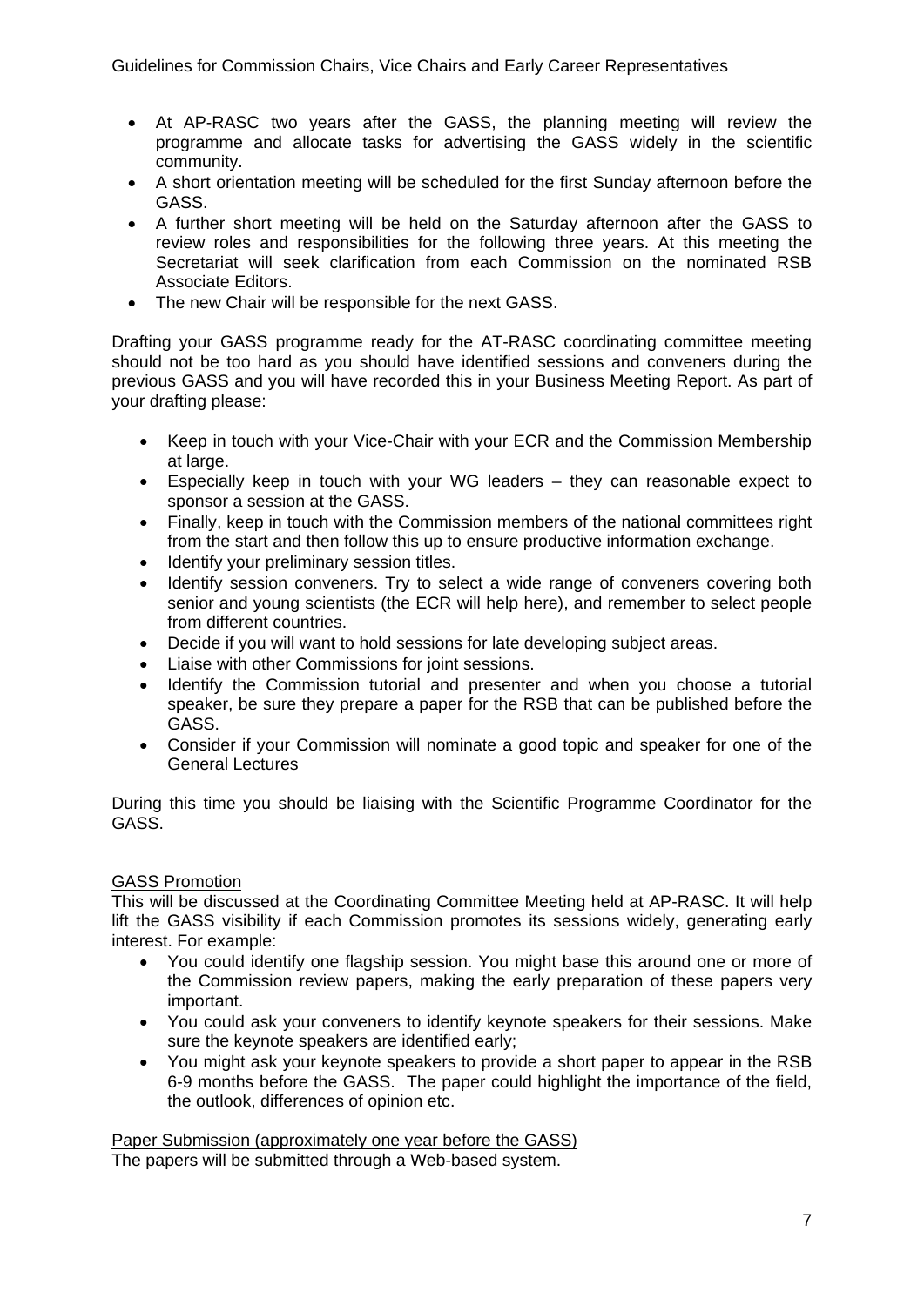- At AP-RASC two years after the GASS, the planning meeting will review the programme and allocate tasks for advertising the GASS widely in the scientific community.
- A short orientation meeting will be scheduled for the first Sunday afternoon before the GASS.
- A further short meeting will be held on the Saturday afternoon after the GASS to review roles and responsibilities for the following three years. At this meeting the Secretariat will seek clarification from each Commission on the nominated RSB Associate Editors.
- The new Chair will be responsible for the next GASS.

Drafting your GASS programme ready for the AT-RASC coordinating committee meeting should not be too hard as you should have identified sessions and conveners during the previous GASS and you will have recorded this in your Business Meeting Report. As part of your drafting please:

- Keep in touch with your Vice-Chair with your ECR and the Commission Membership at large.
- Especially keep in touch with your WG leaders – they can reasonable expect to sponsor a session at the GASS.
- Finally, keep in touch with the Commission members of the national committees right from the start and then follow this up to ensure productive information exchange.
- Identify your preliminary session titles.
- Identify session conveners. Try to select a wide range of conveners covering both senior and young scientists (the ECR will help here), and remember to select people from different countries.
- Decide if you will want to hold sessions for late developing subject areas.
- Liaise with other Commissions for joint sessions.
- Identify the Commission tutorial and presenter and when you choose a tutorial speaker, be sure they prepare a paper for the RSB that can be published before the GASS.
- Consider if your Commission will nominate a good topic and speaker for one of the General Lectures

During this time you should be liaising with the Scientific Programme Coordinator for the GASS.

<u>GASS Promotion</u>

This will be discussed at the Coordinating Committee Meeting held at AP-RASC. It will help lift the GASS visibility if each Commission promotes its sessions widely, generating early interest. For example:

- You could identify one flagship session. You might base this around one or more of the Commission review papers, making the early preparation of these papers very important.
- You could ask your conveners to identify keynote speakers for their sessions. Make sure the keynote speakers are identified early;
- You might ask your keynote speakers to provide a short paper to appear in the RSB 6-9 months before the GASS. The paper could highlight the importance of the field, the outlook, differences of opinion etc.

<u>Paper Submission (approximately one year before the GASS)</u>

The papers will be submitted through a Web-based system.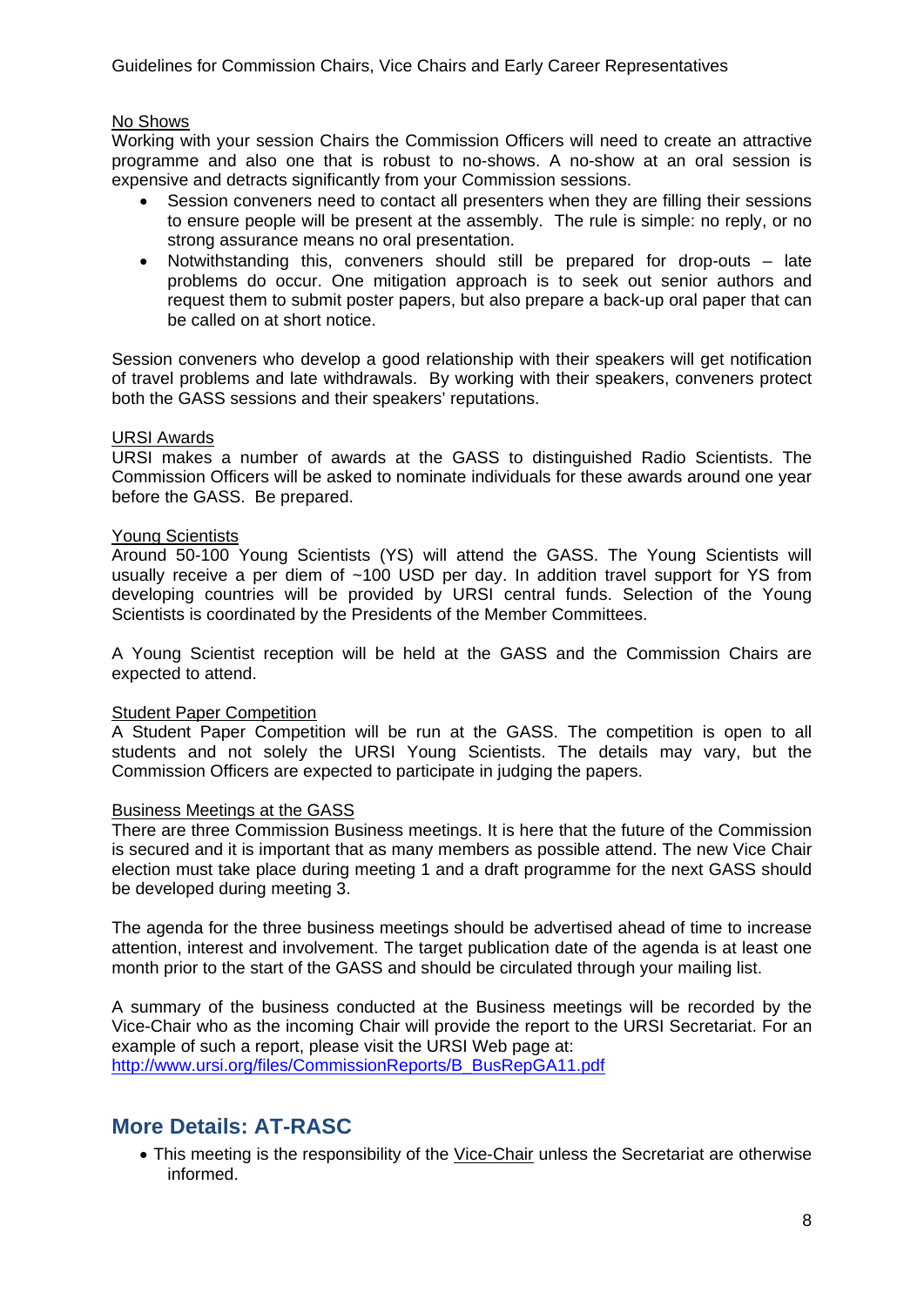No Shows

Working with your session Chairs the Commission Officers will need to create an attractive programme and also one that is robust to no-shows. A no-show at an oral session is expensive and detracts significantly from your Commission sessions.

- Session conveners need to contact all presenters when they are filling their sessions to ensure people will be present at the assembly. The rule is simple: no reply, or no strong assurance means no oral presentation.
- Notwithstanding this, conveners should still be prepared for drop-outs – late problems do occur. One mitigation approach is to seek out senior authors and request them to submit poster papers, but also prepare a back-up oral paper that can be called on at short notice.

Session conveners who develop a good relationship with their speakers will get notification of travel problems and late withdrawals. By working with their speakers, conveners protect both the GASS sessions and their speakers' reputations.

URSI Awards

URSI makes a number of awards at the GASS to distinguished Radio Scientists. The Commission Officers will be asked to nominate individuals for these awards around one year before the GASS. Be prepared.

Young Scientists

Around 50-100 Young Scientists (YS) will attend the GASS. The Young Scientists will usually receive a per diem of ~100 USD per day. In addition travel support for YS from developing countries will be provided by URSI central funds. Selection of the Young Scientists is coordinated by the Presidents of the Member Committees.

A Young Scientist reception will be held at the GASS and the Commission Chairs are expected to attend.

Student Paper Competition

A Student Paper Competition will be run at the GASS. The competition is open to all students and not solely the URSI Young Scientists. The details may vary, but the Commission Officers are expected to participate in judging the papers.

Business Meetings at the GASS

There are three Commission Business meetings. It is here that the future of the Commission is secured and it is important that as many members as possible attend. The new Vice Chair election must take place during meeting 1 and a draft programme for the next GASS should be developed during meeting 3.

The agenda for the three business meetings should be advertised ahead of time to increase attention, interest and involvement. The target publication date of the agenda is at least one month prior to the start of the GASS and should be circulated through your mailing list.

A summary of the business conducted at the Business meetings will be recorded by the Vice-Chair who as the incoming Chair will provide the report to the URSI Secretariat. For an example of such a report, please visit the URSI Web page at:
http://www.ursi.org/files/CommissionReports/B_BusRepGA11.pdf

## More Details: AT-RASC

- This meeting is the responsibility of the Vice-Chair unless the Secretariat are otherwise informed.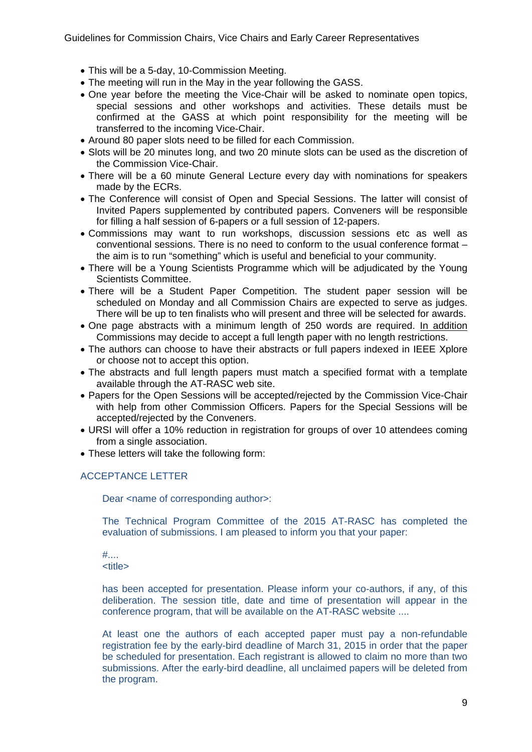- This will be a 5-day, 10-Commission Meeting.
- The meeting will run in the May in the year following the GASS.
- One year before the meeting the Vice-Chair will be asked to nominate open topics, special sessions and other workshops and activities. These details must be confirmed at the GASS at which point responsibility for the meeting will be transferred to the incoming Vice-Chair.
- Around 80 paper slots need to be filled for each Commission.
- Slots will be 20 minutes long, and two 20 minute slots can be used as the discretion of the Commission Vice-Chair.
- There will be a 60 minute General Lecture every day with nominations for speakers made by the ECRs.
- The Conference will consist of Open and Special Sessions. The latter will consist of Invited Papers supplemented by contributed papers. Conveners will be responsible for filling a half session of 6-papers or a full session of 12-papers.
- Commissions may want to run workshops, discussion sessions etc as well as conventional sessions. There is no need to conform to the usual conference format – the aim is to run "something" which is useful and beneficial to your community.
- There will be a Young Scientists Programme which will be adjudicated by the Young Scientists Committee.
- There will be a Student Paper Competition. The student paper session will be scheduled on Monday and all Commission Chairs are expected to serve as judges. There will be up to ten finalists who will present and three will be selected for awards.
- One page abstracts with a minimum length of 250 words are required. In addition Commissions may decide to accept a full length paper with no length restrictions.
- The authors can choose to have their abstracts or full papers indexed in IEEE Xplore or choose not to accept this option.
- The abstracts and full length papers must match a specified format with a template available through the AT-RASC web site.
- Papers for the Open Sessions will be accepted/rejected by the Commission Vice-Chair with help from other Commission Officers. Papers for the Special Sessions will be accepted/rejected by the Conveners.
- URSI will offer a 10% reduction in registration for groups of over 10 attendees coming from a single association.
- These letters will take the following form:

ACCEPTANCE LETTER

> Dear <name of corresponding author>:
>
> The Technical Program Committee of the 2015 AT-RASC has completed the evaluation of submissions. I am pleased to inform you that your paper:
>
> #....
> <title>
>
> has been accepted for presentation. Please inform your co-authors, if any, of this deliberation. The session title, date and time of presentation will appear in the conference program, that will be available on the AT-RASC website ....
>
> At least one the authors of each accepted paper must pay a non-refundable registration fee by the early-bird deadline of March 31, 2015 in order that the paper be scheduled for presentation. Each registrant is allowed to claim no more than two submissions. After the early-bird deadline, all unclaimed papers will be deleted from the program.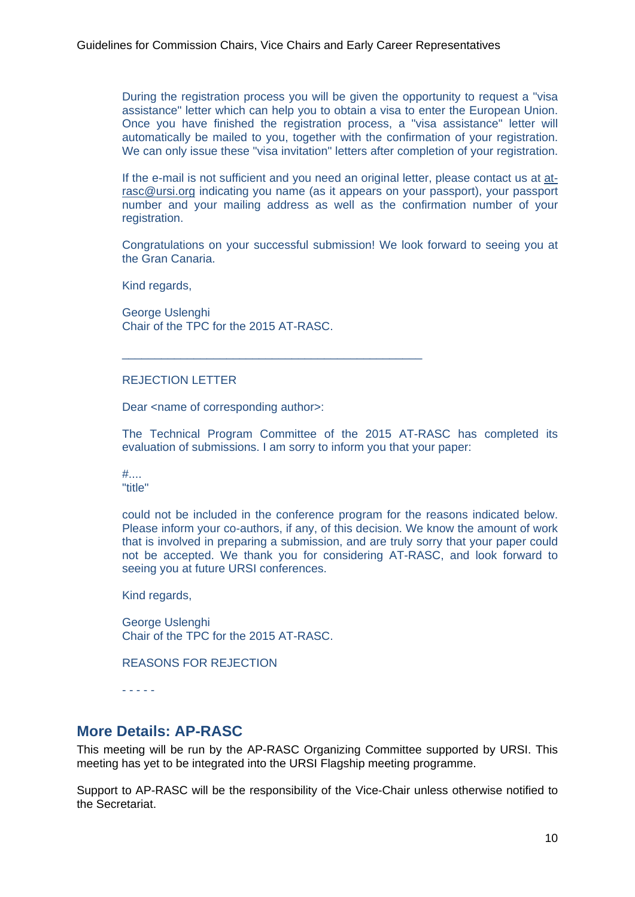During the registration process you will be given the opportunity to request a "visa assistance" letter which can help you to obtain a visa to enter the European Union. Once you have finished the registration process, a "visa assistance" letter will automatically be mailed to you, together with the confirmation of your registration. We can only issue these "visa invitation" letters after completion of your registration.

If the e-mail is not sufficient and you need an original letter, please contact us at at-rasc@ursi.org indicating you name (as it appears on your passport), your passport number and your mailing address as well as the confirmation number of your registration.

Congratulations on your successful submission! We look forward to seeing you at the Gran Canaria.

Kind regards,

George Uslenghi
Chair of the TPC for the 2015 AT-RASC.

---

REJECTION LETTER

Dear <name of corresponding author>:

The Technical Program Committee of the 2015 AT-RASC has completed its evaluation of submissions. I am sorry to inform you that your paper:

#....
"title"

could not be included in the conference program for the reasons indicated below. Please inform your co-authors, if any, of this decision. We know the amount of work that is involved in preparing a submission, and are truly sorry that your paper could not be accepted. We thank you for considering AT-RASC, and look forward to seeing you at future URSI conferences.

Kind regards,

George Uslenghi
Chair of the TPC for the 2015 AT-RASC.

REASONS FOR REJECTION

- - - - -

## More Details: AP-RASC

This meeting will be run by the AP-RASC Organizing Committee supported by URSI. This meeting has yet to be integrated into the URSI Flagship meeting programme.

Support to AP-RASC will be the responsibility of the Vice-Chair unless otherwise notified to the Secretariat.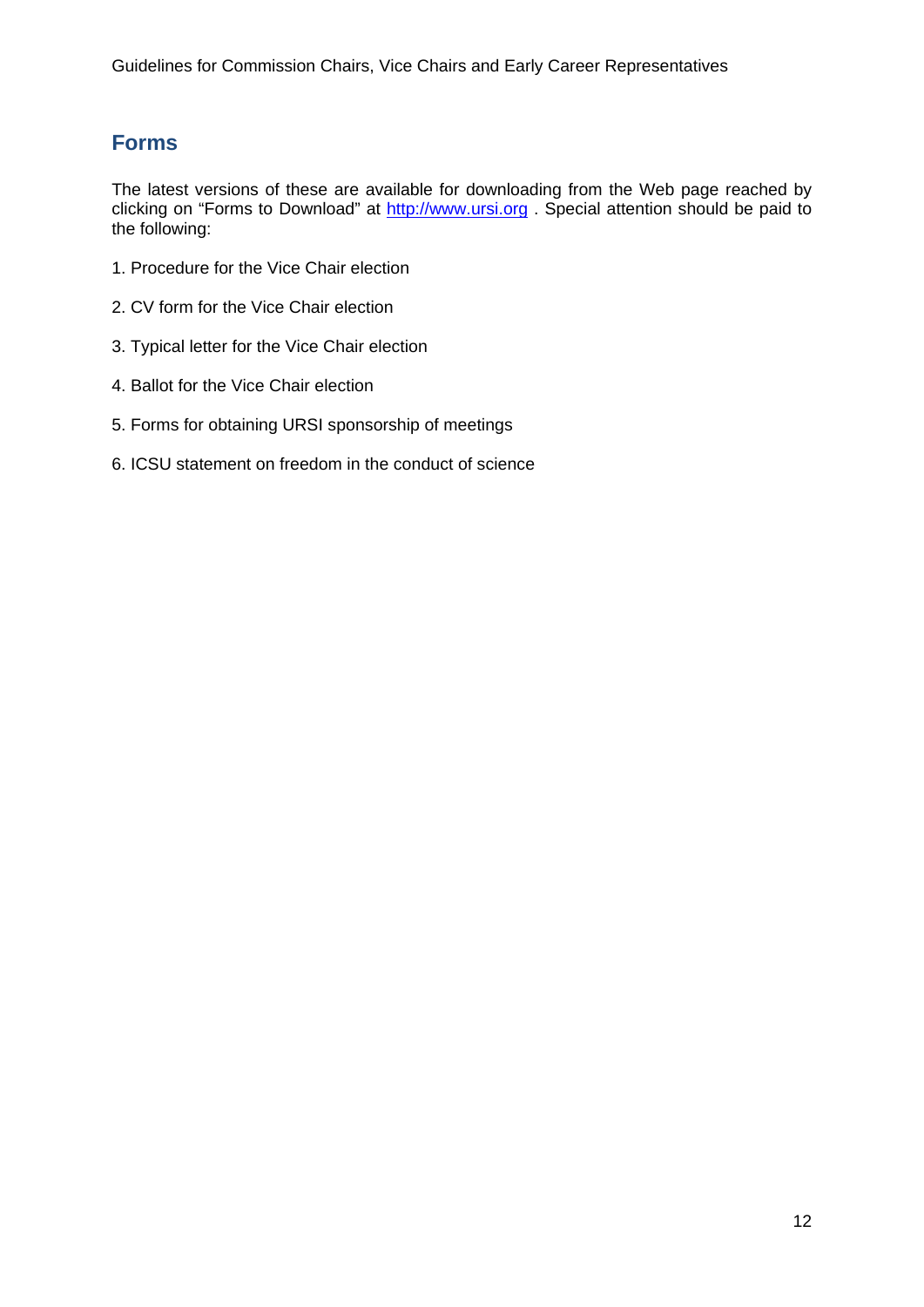## Forms

The latest versions of these are available for downloading from the Web page reached by clicking on "Forms to Download" at http://www.ursi.org . Special attention should be paid to the following:

1. Procedure for the Vice Chair election

2. CV form for the Vice Chair election

3. Typical letter for the Vice Chair election

4. Ballot for the Vice Chair election

5. Forms for obtaining URSI sponsorship of meetings

6. ICSU statement on freedom in the conduct of science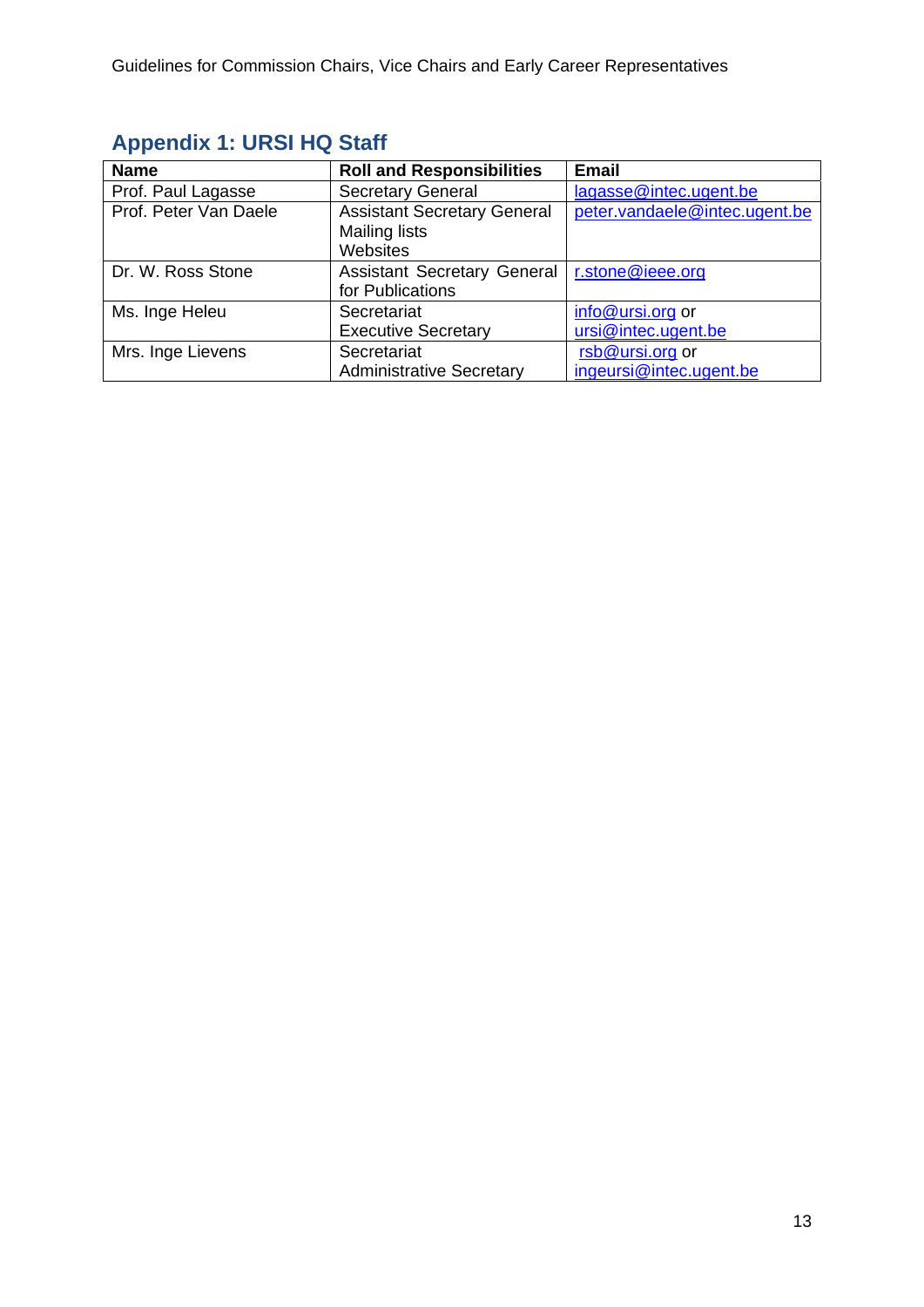## Appendix 1: URSI HQ Staff

| Name | Roll and Responsibilities | Email |
|---|---|---|
| Prof. Paul Lagasse | Secretary General | lagasse@intec.ugent.be |
| Prof. Peter Van Daele | Assistant Secretary General<br>Mailing lists<br>Websites | peter.vandaele@intec.ugent.be |
| Dr. W. Ross Stone | Assistant Secretary General for Publications | r.stone@ieee.org |
| Ms. Inge Heleu | Secretariat<br>Executive Secretary | info@ursi.org or ursi@intec.ugent.be |
| Mrs. Inge Lievens | Secretariat<br>Administrative Secretary | rsb@ursi.org or ingeursi@intec.ugent.be |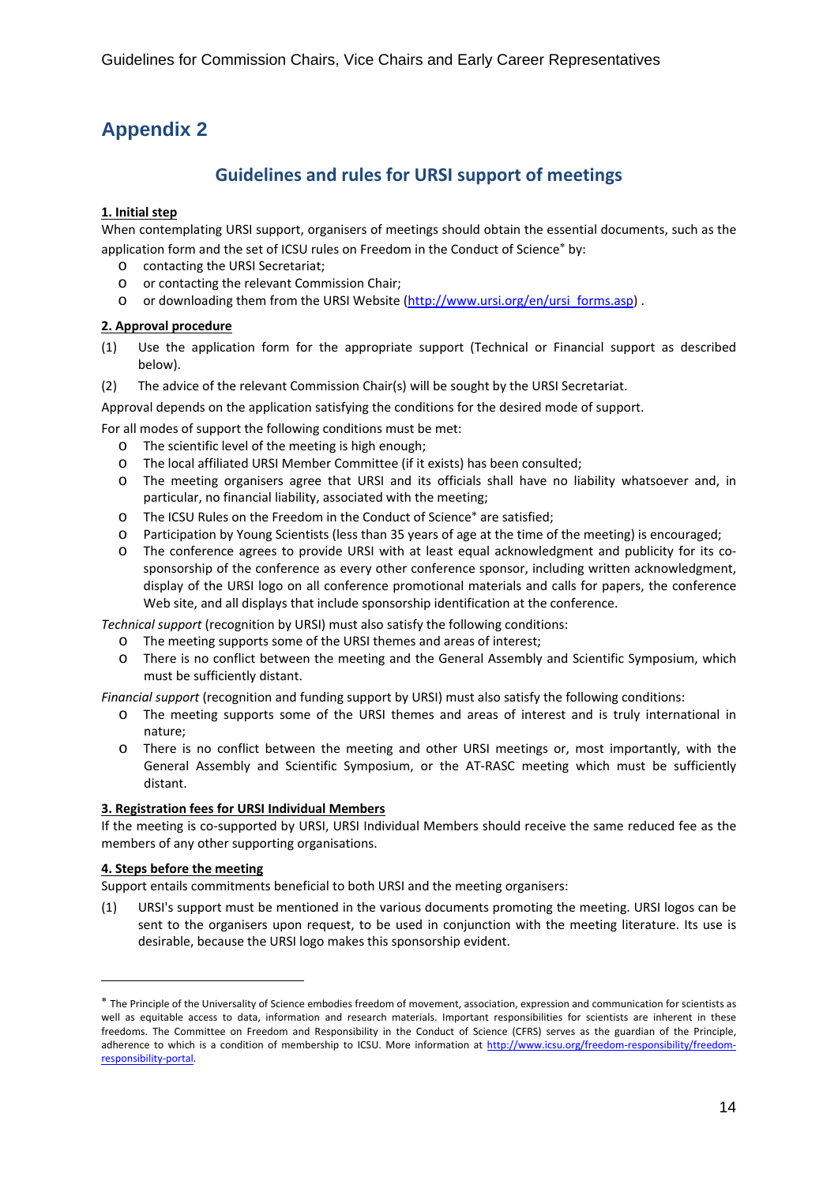# Appendix 2

## Guidelines and rules for URSI support of meetings

**1. Initial step**

When contemplating URSI support, organisers of meetings should obtain the essential documents, such as the application form and the set of ICSU rules on Freedom in the Conduct of Science* by:

- contacting the URSI Secretariat;
- or contacting the relevant Commission Chair;
- or downloading them from the URSI Website (http://www.ursi.org/en/ursi_forms.asp) .

**2. Approval procedure**

(1) Use the application form for the appropriate support (Technical or Financial support as described below).

(2) The advice of the relevant Commission Chair(s) will be sought by the URSI Secretariat.

Approval depends on the application satisfying the conditions for the desired mode of support.

For all modes of support the following conditions must be met:

- The scientific level of the meeting is high enough;
- The local affiliated URSI Member Committee (if it exists) has been consulted;
- The meeting organisers agree that URSI and its officials shall have no liability whatsoever and, in particular, no financial liability, associated with the meeting;
- The ICSU Rules on the Freedom in the Conduct of Science* are satisfied;
- Participation by Young Scientists (less than 35 years of age at the time of the meeting) is encouraged;
- The conference agrees to provide URSI with at least equal acknowledgment and publicity for its co-sponsorship of the conference as every other conference sponsor, including written acknowledgment, display of the URSI logo on all conference promotional materials and calls for papers, the conference Web site, and all displays that include sponsorship identification at the conference.

*Technical support* (recognition by URSI) must also satisfy the following conditions:

- The meeting supports some of the URSI themes and areas of interest;
- There is no conflict between the meeting and the General Assembly and Scientific Symposium, which must be sufficiently distant.

*Financial support* (recognition and funding support by URSI) must also satisfy the following conditions:

- The meeting supports some of the URSI themes and areas of interest and is truly international in nature;
- There is no conflict between the meeting and other URSI meetings or, most importantly, with the General Assembly and Scientific Symposium, or the AT-RASC meeting which must be sufficiently distant.

**3. Registration fees for URSI Individual Members**

If the meeting is co-supported by URSI, URSI Individual Members should receive the same reduced fee as the members of any other supporting organisations.

**4. Steps before the meeting**

Support entails commitments beneficial to both URSI and the meeting organisers:

(1) URSI's support must be mentioned in the various documents promoting the meeting. URSI logos can be sent to the organisers upon request, to be used in conjunction with the meeting literature. Its use is desirable, because the URSI logo makes this sponsorship evident.

---

* The Principle of the Universality of Science embodies freedom of movement, association, expression and communication for scientists as well as equitable access to data, information and research materials. Important responsibilities for scientists are inherent in these freedoms. The Committee on Freedom and Responsibility in the Conduct of Science (CFRS) serves as the guardian of the Principle, adherence to which is a condition of membership to ICSU. More information at http://www.icsu.org/freedom-responsibility/freedom-responsibility-portal.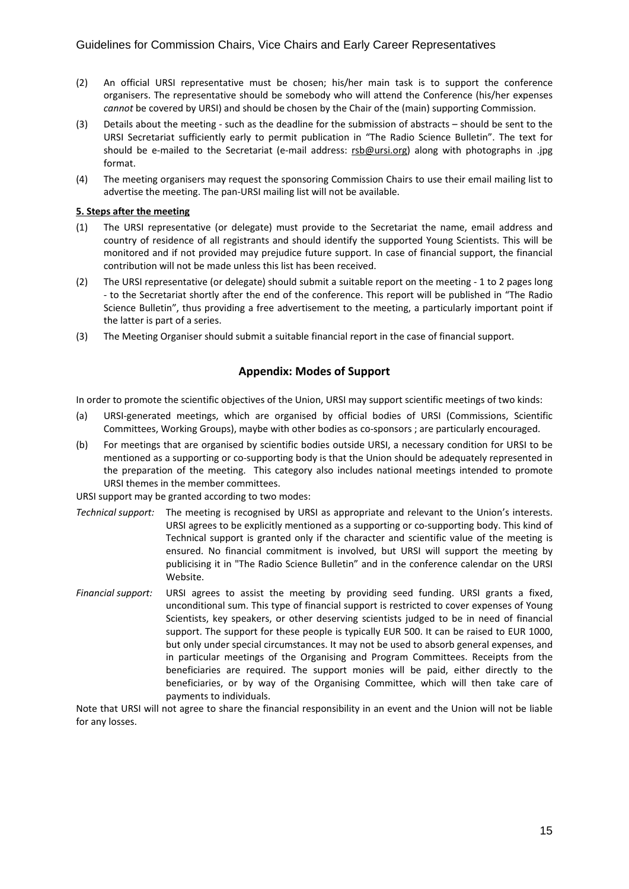(2) An official URSI representative must be chosen; his/her main task is to support the conference organisers. The representative should be somebody who will attend the Conference (his/her expenses *cannot* be covered by URSI) and should be chosen by the Chair of the (main) supporting Commission.

(3) Details about the meeting - such as the deadline for the submission of abstracts – should be sent to the URSI Secretariat sufficiently early to permit publication in "The Radio Science Bulletin". The text for should be e-mailed to the Secretariat (e-mail address: rsb@ursi.org) along with photographs in .jpg format.

(4) The meeting organisers may request the sponsoring Commission Chairs to use their email mailing list to advertise the meeting. The pan-URSI mailing list will not be available.

**5. Steps after the meeting**

(1) The URSI representative (or delegate) must provide to the Secretariat the name, email address and country of residence of all registrants and should identify the supported Young Scientists. This will be monitored and if not provided may prejudice future support. In case of financial support, the financial contribution will not be made unless this list has been received.

(2) The URSI representative (or delegate) should submit a suitable report on the meeting - 1 to 2 pages long - to the Secretariat shortly after the end of the conference. This report will be published in "The Radio Science Bulletin", thus providing a free advertisement to the meeting, a particularly important point if the latter is part of a series.

(3) The Meeting Organiser should submit a suitable financial report in the case of financial support.

## Appendix: Modes of Support

In order to promote the scientific objectives of the Union, URSI may support scientific meetings of two kinds:

(a) URSI-generated meetings, which are organised by official bodies of URSI (Commissions, Scientific Committees, Working Groups), maybe with other bodies as co-sponsors ; are particularly encouraged.

(b) For meetings that are organised by scientific bodies outside URSI, a necessary condition for URSI to be mentioned as a supporting or co-supporting body is that the Union should be adequately represented in the preparation of the meeting. This category also includes national meetings intended to promote URSI themes in the member committees.

URSI support may be granted according to two modes:

*Technical support:* The meeting is recognised by URSI as appropriate and relevant to the Union's interests. URSI agrees to be explicitly mentioned as a supporting or co-supporting body. This kind of Technical support is granted only if the character and scientific value of the meeting is ensured. No financial commitment is involved, but URSI will support the meeting by publicising it in "The Radio Science Bulletin" and in the conference calendar on the URSI Website.

*Financial support:* URSI agrees to assist the meeting by providing seed funding. URSI grants a fixed, unconditional sum. This type of financial support is restricted to cover expenses of Young Scientists, key speakers, or other deserving scientists judged to be in need of financial support. The support for these people is typically EUR 500. It can be raised to EUR 1000, but only under special circumstances. It may not be used to absorb general expenses, and in particular meetings of the Organising and Program Committees. Receipts from the beneficiaries are required. The support monies will be paid, either directly to the beneficiaries, or by way of the Organising Committee, which will then take care of payments to individuals.

Note that URSI will not agree to share the financial responsibility in an event and the Union will not be liable for any losses.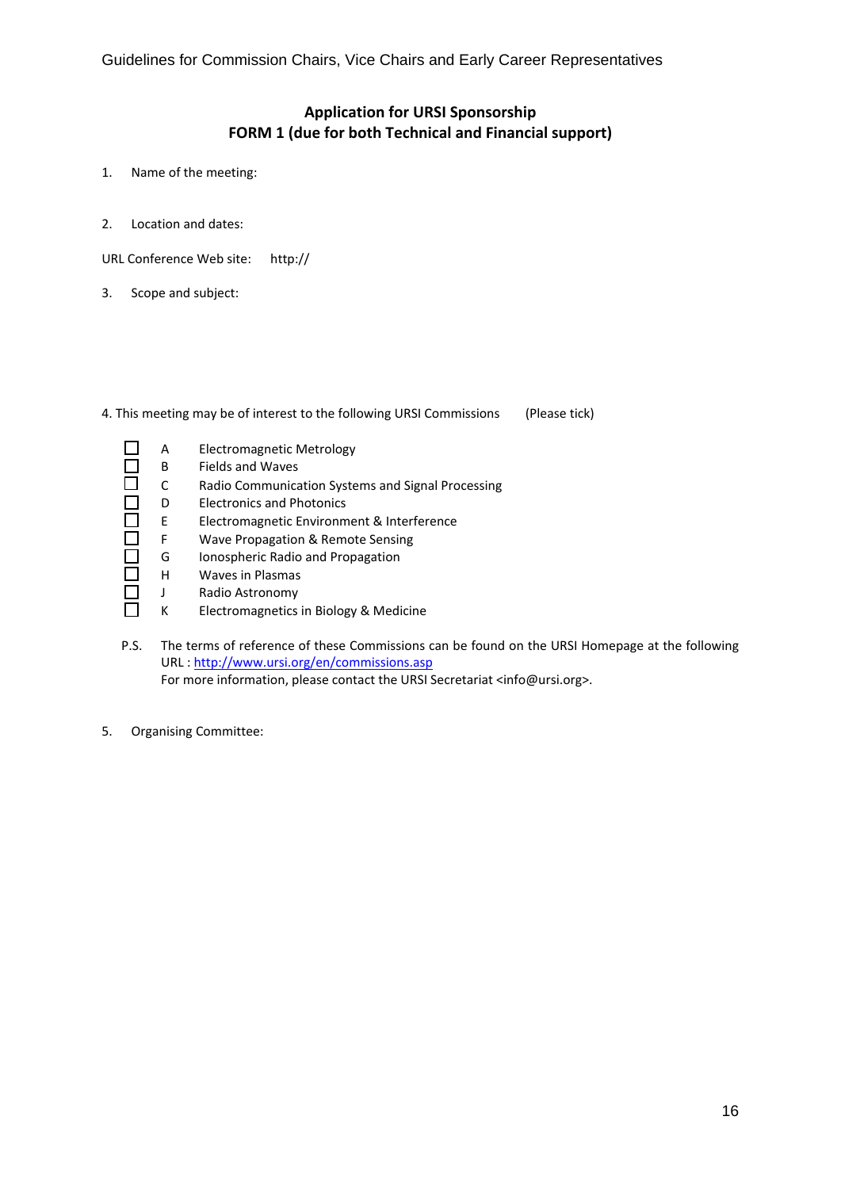## Application for URSI Sponsorship
## FORM 1 (due for both Technical and Financial support)

1. Name of the meeting:

2. Location and dates:

URL Conference Web site: http://

3. Scope and subject:

4. This meeting may be of interest to the following URSI Commissions (Please tick)

- ☐ A Electromagnetic Metrology
- ☐ B Fields and Waves
- ☐ C Radio Communication Systems and Signal Processing
- ☐ D Electronics and Photonics
- ☐ E Electromagnetic Environment & Interference
- ☐ F Wave Propagation & Remote Sensing
- ☐ G Ionospheric Radio and Propagation
- ☐ H Waves in Plasmas
- ☐ J Radio Astronomy
- ☐ K Electromagnetics in Biology & Medicine

P.S. The terms of reference of these Commissions can be found on the URSI Homepage at the following URL : http://www.ursi.org/en/commissions.asp
For more information, please contact the URSI Secretariat <info@ursi.org>.

5. Organising Committee: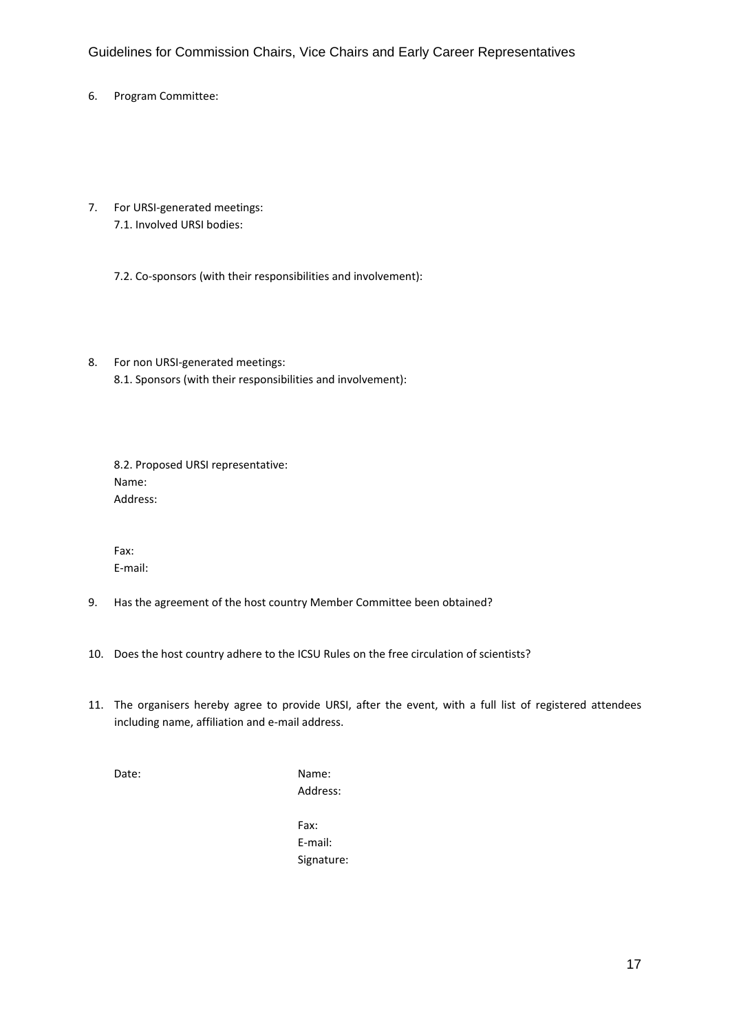6. Program Committee:

7. For URSI-generated meetings:
   7.1. Involved URSI bodies:

   7.2. Co-sponsors (with their responsibilities and involvement):

8. For non URSI-generated meetings:
   8.1. Sponsors (with their responsibilities and involvement):

   8.2. Proposed URSI representative:
   Name:
   Address:

   Fax:
   E-mail:

9. Has the agreement of the host country Member Committee been obtained?

10. Does the host country adhere to the ICSU Rules on the free circulation of scientists?

11. The organisers hereby agree to provide URSI, after the event, with a full list of registered attendees including name, affiliation and e-mail address.

Date:

Name:
Address:

Fax:
E-mail:
Signature: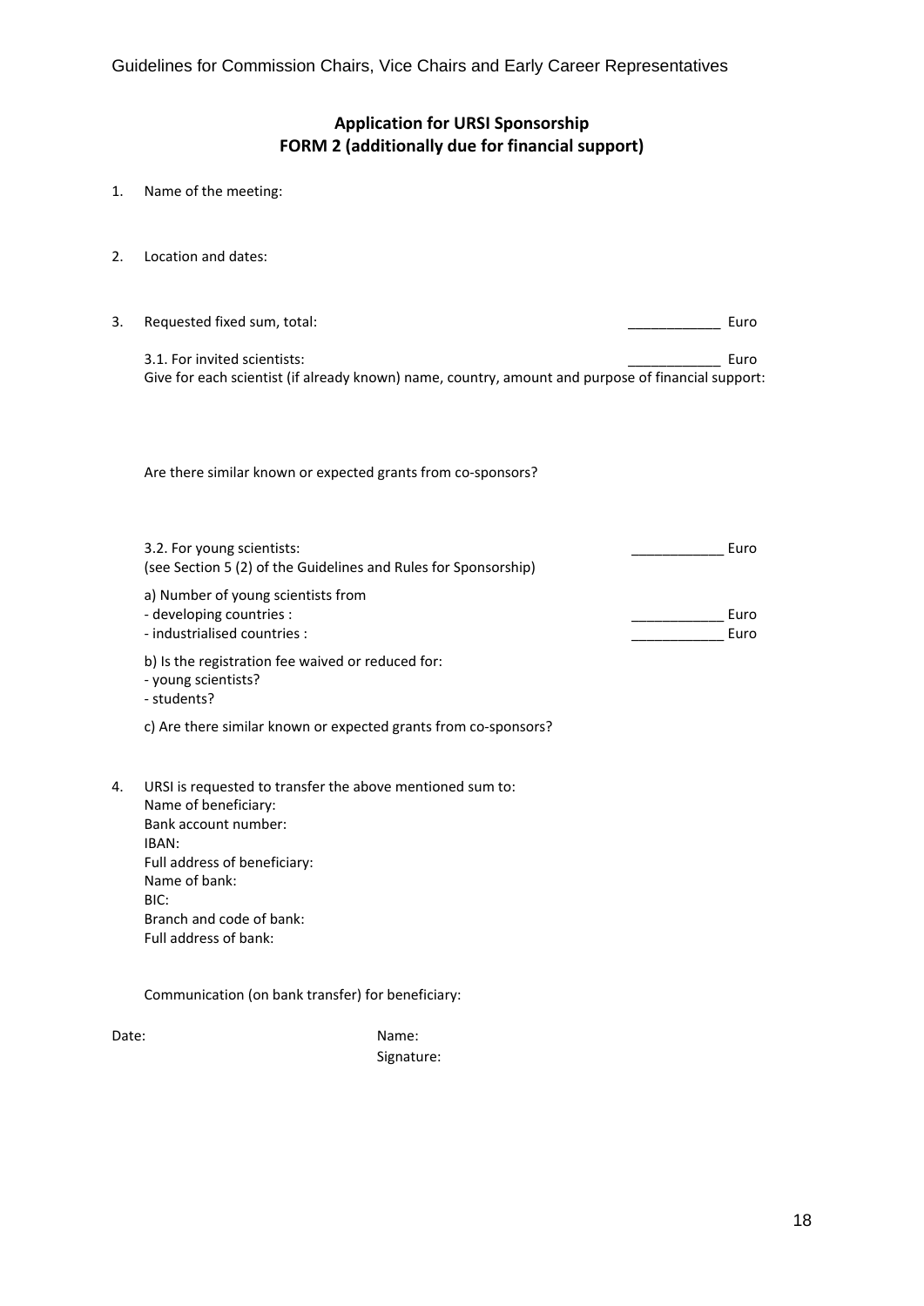## Application for URSI Sponsorship
## FORM 2 (additionally due for financial support)

1. Name of the meeting:

2. Location and dates:

3. Requested fixed sum, total: ____________ Euro

   3.1. For invited scientists: ____________ Euro
   Give for each scientist (if already known) name, country, amount and purpose of financial support:

   Are there similar known or expected grants from co-sponsors?

   3.2. For young scientists: ____________ Euro
   (see Section 5 (2) of the Guidelines and Rules for Sponsorship)

   a) Number of young scientists from
   - developing countries : ____________ Euro
   - industrialised countries : ____________ Euro

   b) Is the registration fee waived or reduced for:
   - young scientists?
   - students?

   c) Are there similar known or expected grants from co-sponsors?

4. URSI is requested to transfer the above mentioned sum to:
   Name of beneficiary:
   Bank account number:
   IBAN:
   Full address of beneficiary:
   Name of bank:
   BIC:
   Branch and code of bank:
   Full address of bank:

   Communication (on bank transfer) for beneficiary:

Date:

Name:
Signature: